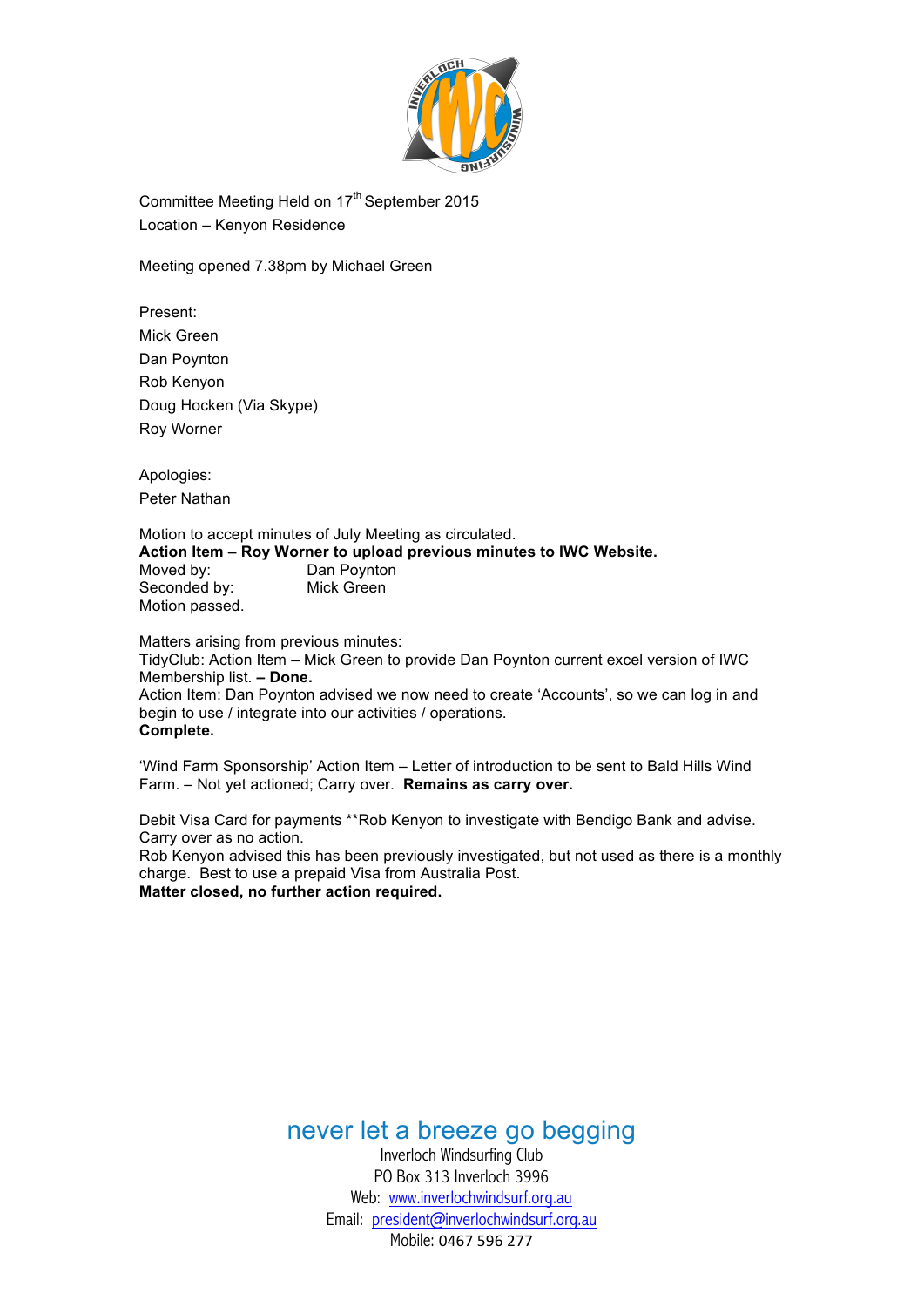Committee Meeting Held on 17th September 2015
Location – Kenyon Residence

Meeting opened 7.38pm by Michael Green

Present:
Mick Green
Dan Poynton
Rob Kenyon
Doug Hocken (Via Skype)
Roy Worner

Apologies:
Peter Nathan

Motion to accept minutes of July Meeting as circulated.
**Action Item – Roy Worner to upload previous minutes to IWC Website.**
Moved by: Dan Poynton
Seconded by: Mick Green
Motion passed.

Matters arising from previous minutes:
TidyClub: Action Item – Mick Green to provide Dan Poynton current excel version of IWC Membership list. **– Done.**
Action Item: Dan Poynton advised we now need to create 'Accounts', so we can log in and begin to use / integrate into our activities / operations.
**Complete.**

'Wind Farm Sponsorship' Action Item – Letter of introduction to be sent to Bald Hills Wind Farm. – Not yet actioned; Carry over. **Remains as carry over.**

Debit Visa Card for payments **Rob Kenyon to investigate with Bendigo Bank and advise. Carry over as no action.
Rob Kenyon advised this has been previously investigated, but not used as there is a monthly charge. Best to use a prepaid Visa from Australia Post.
**Matter closed, no further action required.**

never let a breeze go begging
Inverloch Windsurfing Club
PO Box 313 Inverloch 3996
Web: www.inverlochwindsurf.org.au
Email: president@inverlochwindsurf.org.au
Mobile: 0467 596 277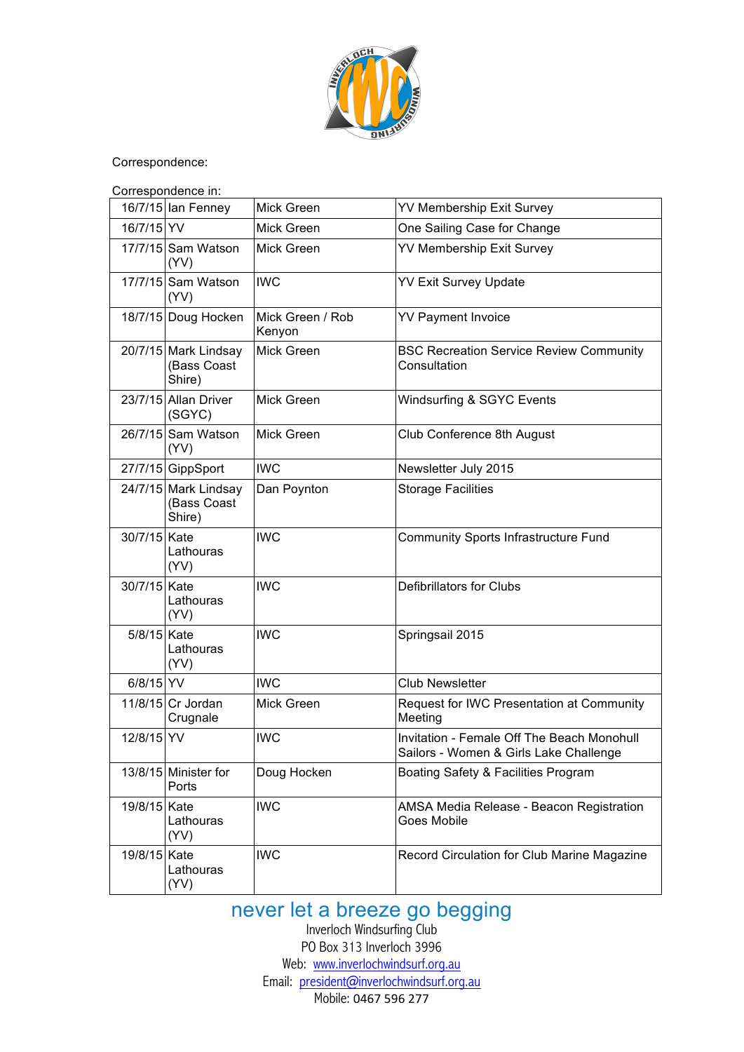Correspondence:

Correspondence in:

| | | | |
|---|---|---|---|
| 16/7/15 | Ian Fenney | Mick Green | YV Membership Exit Survey |
| 16/7/15 | YV | Mick Green | One Sailing Case for Change |
| 17/7/15 | Sam Watson (YV) | Mick Green | YV Membership Exit Survey |
| 17/7/15 | Sam Watson (YV) | IWC | YV Exit Survey Update |
| 18/7/15 | Doug Hocken | Mick Green / Rob Kenyon | YV Payment Invoice |
| 20/7/15 | Mark Lindsay (Bass Coast Shire) | Mick Green | BSC Recreation Service Review Community Consultation |
| 23/7/15 | Allan Driver (SGYC) | Mick Green | Windsurfing & SGYC Events |
| 26/7/15 | Sam Watson (YV) | Mick Green | Club Conference 8th August |
| 27/7/15 | GippSport | IWC | Newsletter July 2015 |
| 24/7/15 | Mark Lindsay (Bass Coast Shire) | Dan Poynton | Storage Facilities |
| 30/7/15 | Kate Lathouras (YV) | IWC | Community Sports Infrastructure Fund |
| 30/7/15 | Kate Lathouras (YV) | IWC | Defibrillators for Clubs |
| 5/8/15 | Kate Lathouras (YV) | IWC | Springsail 2015 |
| 6/8/15 | YV | IWC | Club Newsletter |
| 11/8/15 | Cr Jordan Crugnale | Mick Green | Request for IWC Presentation at Community Meeting |
| 12/8/15 | YV | IWC | Invitation - Female Off The Beach Monohull Sailors - Women & Girls Lake Challenge |
| 13/8/15 | Minister for Ports | Doug Hocken | Boating Safety & Facilities Program |
| 19/8/15 | Kate Lathouras (YV) | IWC | AMSA Media Release - Beacon Registration Goes Mobile |
| 19/8/15 | Kate Lathouras (YV) | IWC | Record Circulation for Club Marine Magazine |

never let a breeze go begging

Inverloch Windsurfing Club
PO Box 313 Inverloch 3996
Web: www.inverlochwindsurf.org.au
Email: president@inverlochwindsurf.org.au
Mobile: 0467 596 277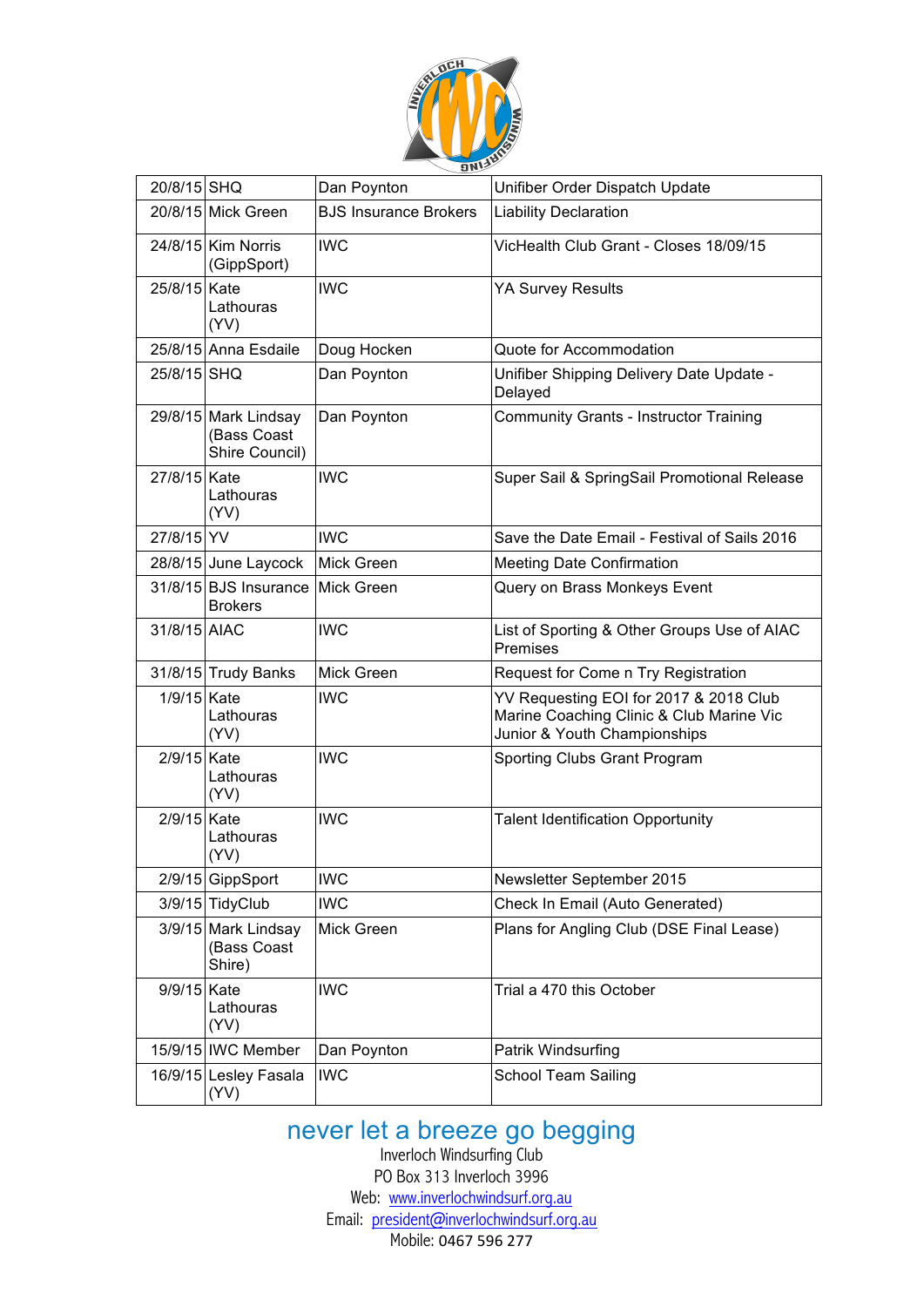| | | | |
|---|---|---|---|
| 20/8/15 | SHQ | Dan Poynton | Unifiber Order Dispatch Update |
| 20/8/15 | Mick Green | BJS Insurance Brokers | Liability Declaration |
| 24/8/15 | Kim Norris (GippSport) | IWC | VicHealth Club Grant - Closes 18/09/15 |
| 25/8/15 | Kate Lathouras (YV) | IWC | YA Survey Results |
| 25/8/15 | Anna Esdaile | Doug Hocken | Quote for Accommodation |
| 25/8/15 | SHQ | Dan Poynton | Unifiber Shipping Delivery Date Update - Delayed |
| 29/8/15 | Mark Lindsay (Bass Coast Shire Council) | Dan Poynton | Community Grants - Instructor Training |
| 27/8/15 | Kate Lathouras (YV) | IWC | Super Sail & SpringSail Promotional Release |
| 27/8/15 | YV | IWC | Save the Date Email - Festival of Sails 2016 |
| 28/8/15 | June Laycock | Mick Green | Meeting Date Confirmation |
| 31/8/15 | BJS Insurance Brokers | Mick Green | Query on Brass Monkeys Event |
| 31/8/15 | AIAC | IWC | List of Sporting & Other Groups Use of AIAC Premises |
| 31/8/15 | Trudy Banks | Mick Green | Request for Come n Try Registration |
| 1/9/15 | Kate Lathouras (YV) | IWC | YV Requesting EOI for 2017 & 2018 Club Marine Coaching Clinic & Club Marine Vic Junior & Youth Championships |
| 2/9/15 | Kate Lathouras (YV) | IWC | Sporting Clubs Grant Program |
| 2/9/15 | Kate Lathouras (YV) | IWC | Talent Identification Opportunity |
| 2/9/15 | GippSport | IWC | Newsletter September 2015 |
| 3/9/15 | TidyClub | IWC | Check In Email (Auto Generated) |
| 3/9/15 | Mark Lindsay (Bass Coast Shire) | Mick Green | Plans for Angling Club (DSE Final Lease) |
| 9/9/15 | Kate Lathouras (YV) | IWC | Trial a 470 this October |
| 15/9/15 | IWC Member | Dan Poynton | Patrik Windsurfing |
| 16/9/15 | Lesley Fasala (YV) | IWC | School Team Sailing |

never let a breeze go begging

Inverloch Windsurfing Club
PO Box 313 Inverloch 3996
Web: www.inverlochwindsurf.org.au
Email: president@inverlochwindsurf.org.au
Mobile: 0467 596 277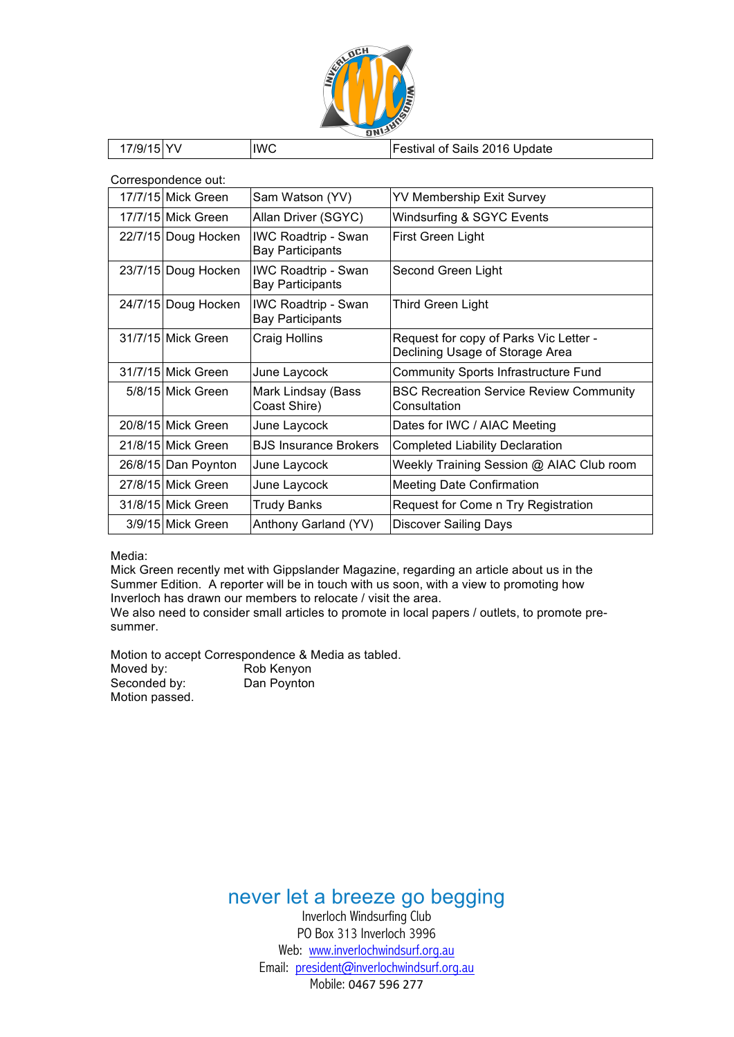| 17/9/15 | YV | IWC | Festival of Sails 2016 Update |
|---|---|---|---|

Correspondence out:

| 17/7/15 | Mick Green | Sam Watson (YV) | YV Membership Exit Survey |
|---|---|---|---|
| 17/7/15 | Mick Green | Allan Driver (SGYC) | Windsurfing & SGYC Events |
| 22/7/15 | Doug Hocken | IWC Roadtrip - Swan Bay Participants | First Green Light |
| 23/7/15 | Doug Hocken | IWC Roadtrip - Swan Bay Participants | Second Green Light |
| 24/7/15 | Doug Hocken | IWC Roadtrip - Swan Bay Participants | Third Green Light |
| 31/7/15 | Mick Green | Craig Hollins | Request for copy of Parks Vic Letter - Declining Usage of Storage Area |
| 31/7/15 | Mick Green | June Laycock | Community Sports Infrastructure Fund |
| 5/8/15 | Mick Green | Mark Lindsay (Bass Coast Shire) | BSC Recreation Service Review Community Consultation |
| 20/8/15 | Mick Green | June Laycock | Dates for IWC / AIAC Meeting |
| 21/8/15 | Mick Green | BJS Insurance Brokers | Completed Liability Declaration |
| 26/8/15 | Dan Poynton | June Laycock | Weekly Training Session @ AIAC Club room |
| 27/8/15 | Mick Green | June Laycock | Meeting Date Confirmation |
| 31/8/15 | Mick Green | Trudy Banks | Request for Come n Try Registration |
| 3/9/15 | Mick Green | Anthony Garland (YV) | Discover Sailing Days |

Media:
Mick Green recently met with Gippslander Magazine, regarding an article about us in the Summer Edition. A reporter will be in touch with us soon, with a view to promoting how Inverloch has drawn our members to relocate / visit the area.
We also need to consider small articles to promote in local papers / outlets, to promote pre-summer.

Motion to accept Correspondence & Media as tabled.
Moved by: Rob Kenyon
Seconded by: Dan Poynton
Motion passed.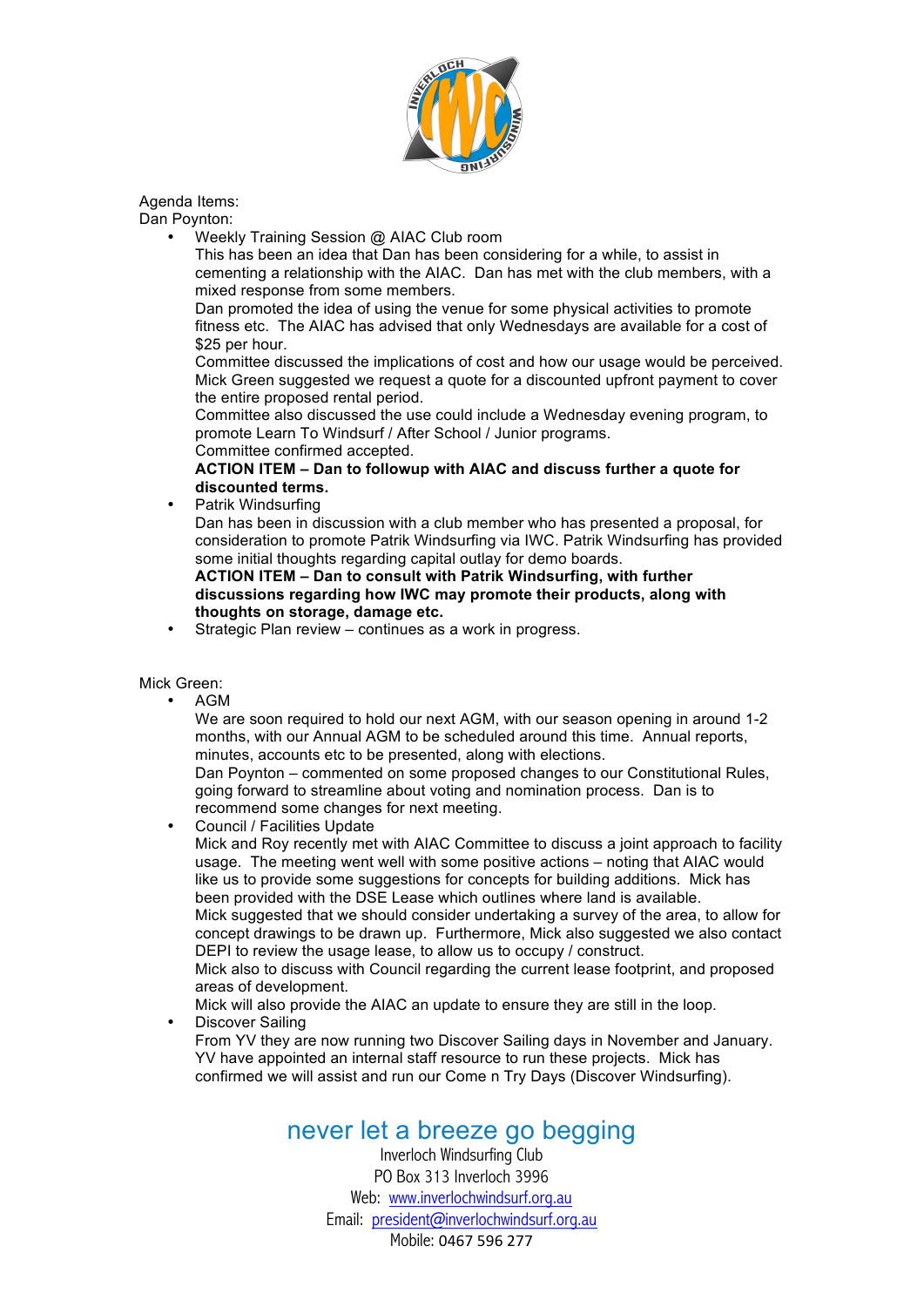Agenda Items:

Dan Poynton:

- Weekly Training Session @ AIAC Club room

  This has been an idea that Dan has been considering for a while, to assist in cementing a relationship with the AIAC. Dan has met with the club members, with a mixed response from some members.

  Dan promoted the idea of using the venue for some physical activities to promote fitness etc. The AIAC has advised that only Wednesdays are available for a cost of $25 per hour.

  Committee discussed the implications of cost and how our usage would be perceived. Mick Green suggested we request a quote for a discounted upfront payment to cover the entire proposed rental period.

  Committee also discussed the use could include a Wednesday evening program, to promote Learn To Windsurf / After School / Junior programs.

  Committee confirmed accepted.

  **ACTION ITEM – Dan to followup with AIAC and discuss further a quote for discounted terms.**

- Patrik Windsurfing

  Dan has been in discussion with a club member who has presented a proposal, for consideration to promote Patrik Windsurfing via IWC. Patrik Windsurfing has provided some initial thoughts regarding capital outlay for demo boards.

  **ACTION ITEM – Dan to consult with Patrik Windsurfing, with further discussions regarding how IWC may promote their products, along with thoughts on storage, damage etc.**

- Strategic Plan review – continues as a work in progress.

Mick Green:

- AGM

  We are soon required to hold our next AGM, with our season opening in around 1-2 months, with our Annual AGM to be scheduled around this time. Annual reports, minutes, accounts etc to be presented, along with elections.

  Dan Poynton – commented on some proposed changes to our Constitutional Rules, going forward to streamline about voting and nomination process. Dan is to recommend some changes for next meeting.

- Council / Facilities Update

  Mick and Roy recently met with AIAC Committee to discuss a joint approach to facility usage. The meeting went well with some positive actions – noting that AIAC would like us to provide some suggestions for concepts for building additions. Mick has been provided with the DSE Lease which outlines where land is available.

  Mick suggested that we should consider undertaking a survey of the area, to allow for concept drawings to be drawn up. Furthermore, Mick also suggested we also contact DEPI to review the usage lease, to allow us to occupy / construct.

  Mick also to discuss with Council regarding the current lease footprint, and proposed areas of development.

  Mick will also provide the AIAC an update to ensure they are still in the loop.

- Discover Sailing

  From YV they are now running two Discover Sailing days in November and January. YV have appointed an internal staff resource to run these projects. Mick has confirmed we will assist and run our Come n Try Days (Discover Windsurfing).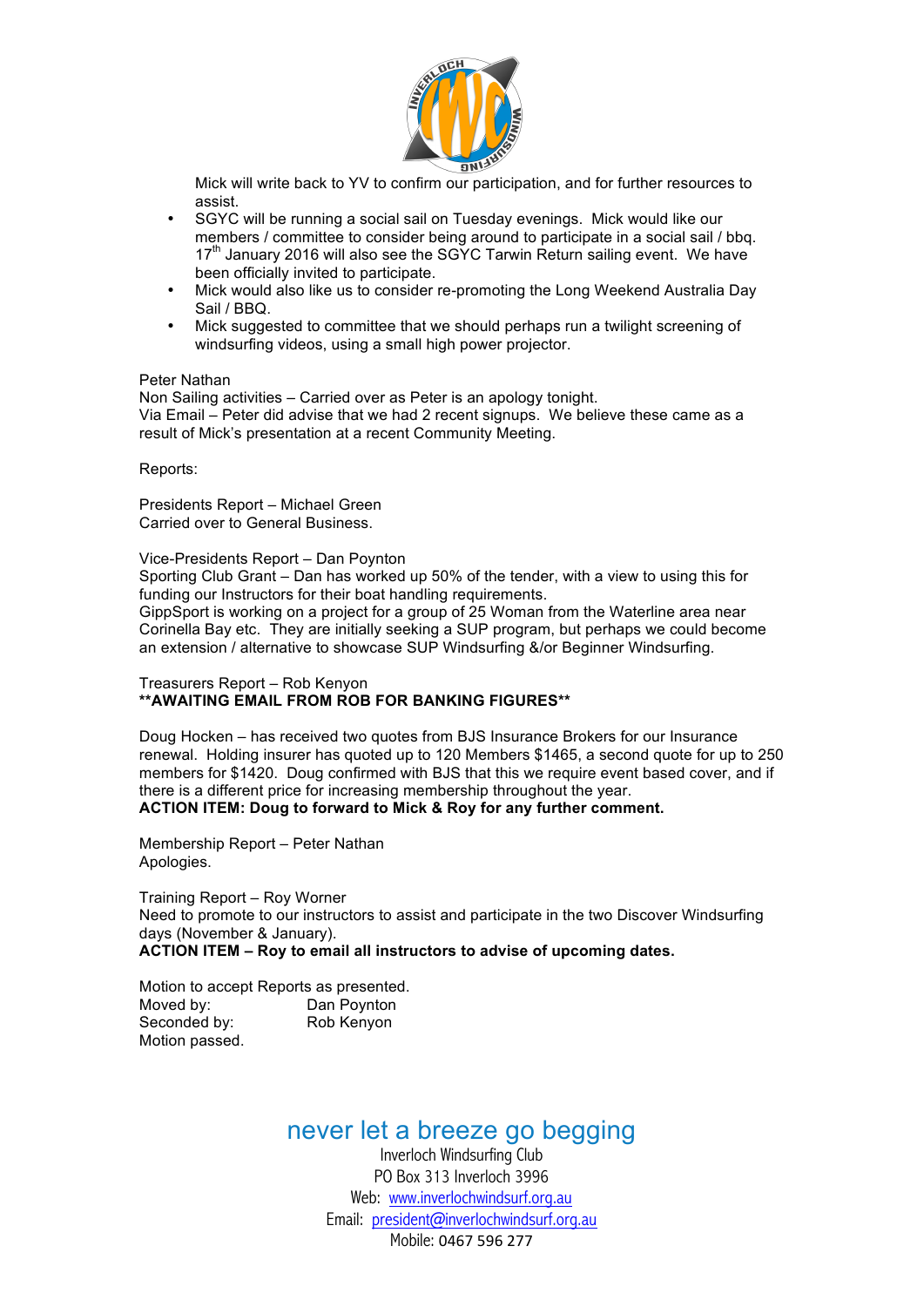Mick will write back to YV to confirm our participation, and for further resources to assist.

- SGYC will be running a social sail on Tuesday evenings. Mick would like our members / committee to consider being around to participate in a social sail / bbq. 17th January 2016 will also see the SGYC Tarwin Return sailing event. We have been officially invited to participate.
- Mick would also like us to consider re-promoting the Long Weekend Australia Day Sail / BBQ.
- Mick suggested to committee that we should perhaps run a twilight screening of windsurfing videos, using a small high power projector.

Peter Nathan
Non Sailing activities – Carried over as Peter is an apology tonight.
Via Email – Peter did advise that we had 2 recent signups. We believe these came as a result of Mick's presentation at a recent Community Meeting.

Reports:

Presidents Report – Michael Green
Carried over to General Business.

Vice-Presidents Report – Dan Poynton
Sporting Club Grant – Dan has worked up 50% of the tender, with a view to using this for funding our Instructors for their boat handling requirements.
GippSport is working on a project for a group of 25 Woman from the Waterline area near Corinella Bay etc. They are initially seeking a SUP program, but perhaps we could become an extension / alternative to showcase SUP Windsurfing &/or Beginner Windsurfing.

Treasurers Report – Rob Kenyon
**\*\*AWAITING EMAIL FROM ROB FOR BANKING FIGURES\*\***

Doug Hocken – has received two quotes from BJS Insurance Brokers for our Insurance renewal. Holding insurer has quoted up to 120 Members $1465, a second quote for up to 250 members for $1420. Doug confirmed with BJS that this we require event based cover, and if there is a different price for increasing membership throughout the year.
**ACTION ITEM: Doug to forward to Mick & Roy for any further comment.**

Membership Report – Peter Nathan
Apologies.

Training Report – Roy Worner
Need to promote to our instructors to assist and participate in the two Discover Windsurfing days (November & January).
**ACTION ITEM – Roy to email all instructors to advise of upcoming dates.**

Motion to accept Reports as presented.
Moved by: Dan Poynton
Seconded by: Rob Kenyon
Motion passed.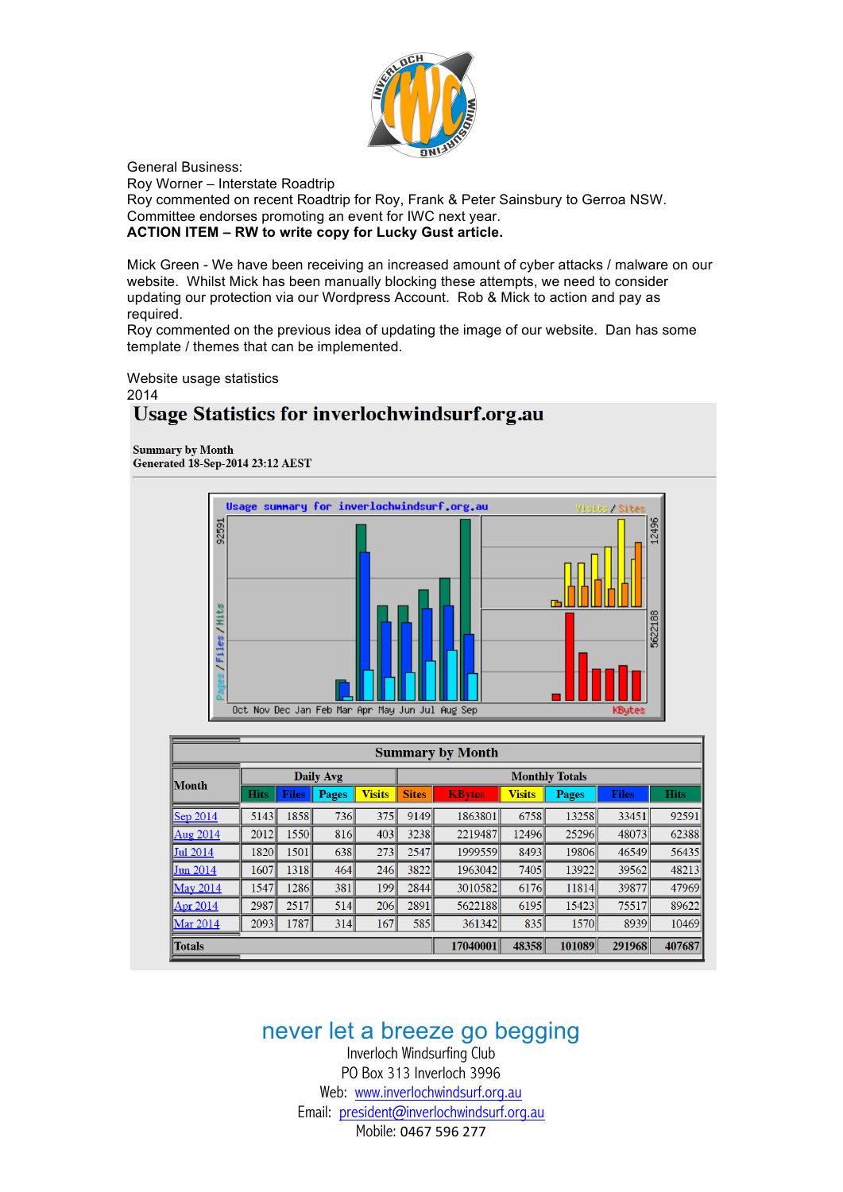General Business:
Roy Worner – Interstate Roadtrip
Roy commented on recent Roadtrip for Roy, Frank & Peter Sainsbury to Gerroa NSW.
Committee endorses promoting an event for IWC next year.
**ACTION ITEM – RW to write copy for Lucky Gust article.**

Mick Green - We have been receiving an increased amount of cyber attacks / malware on our website. Whilst Mick has been manually blocking these attempts, we need to consider updating our protection via our Wordpress Account. Rob & Mick to action and pay as required.
Roy commented on the previous idea of updating the image of our website. Dan has some template / themes that can be implemented.

Website usage statistics
2014

# Usage Statistics for inverlochwindsurf.org.au

**Summary by Month**
**Generated 18-Sep-2014 23:12 AEST**

| Month | Daily Avg | | | | Monthly Totals | | | | | |
|---|---|---|---|---|---|---|---|---|---|---|
| | Hits | Files | Pages | Visits | Sites | KBytes | Visits | Pages | Files | Hits |
| Sep 2014 | 5143 | 1858 | 736 | 375 | 9149 | 1863801 | 6758 | 13258 | 33451 | 92591 |
| Aug 2014 | 2012 | 1550 | 816 | 403 | 3238 | 2219487 | 12496 | 25296 | 48073 | 62388 |
| Jul 2014 | 1820 | 1501 | 638 | 273 | 2547 | 1999559 | 8493 | 19806 | 46549 | 56435 |
| Jun 2014 | 1607 | 1318 | 464 | 246 | 3822 | 1963042 | 7405 | 13922 | 39562 | 48213 |
| May 2014 | 1547 | 1286 | 381 | 199 | 2844 | 3010582 | 6176 | 11814 | 39877 | 47969 |
| Apr 2014 | 2987 | 2517 | 514 | 206 | 2891 | 5622188 | 6195 | 15423 | 75517 | 89622 |
| Mar 2014 | 2093 | 1787 | 314 | 167 | 585 | 361342 | 835 | 1570 | 8939 | 10469 |
| **Totals** | | | | | | **17040001** | **48358** | **101089** | **291968** | **407687** |

never let a breeze go begging
Inverloch Windsurfing Club
PO Box 313 Inverloch 3996
Web: www.inverlochwindsurf.org.au
Email: president@inverlochwindsurf.org.au
Mobile: 0467 596 277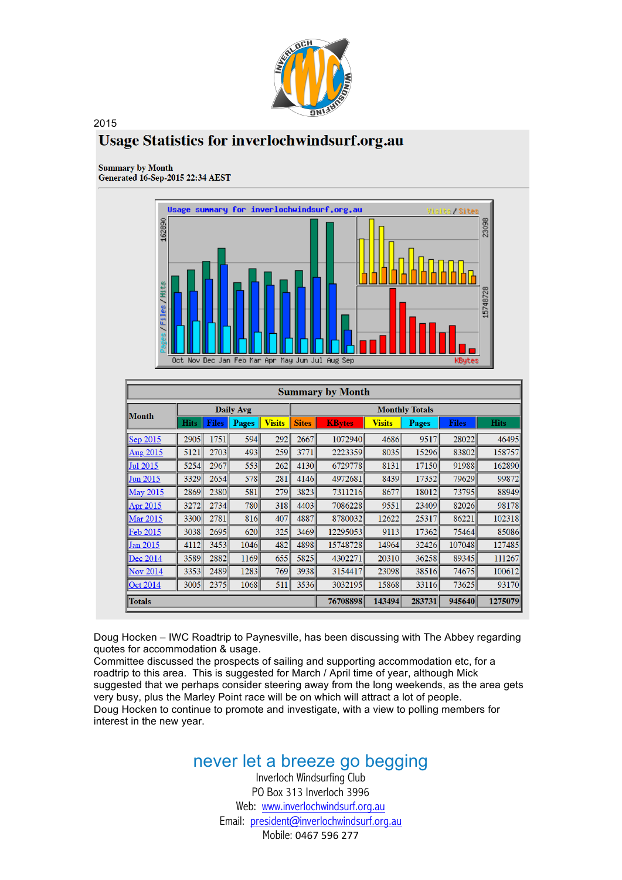2015

# Usage Statistics for inverlochwindsurf.org.au

**Summary by Month**
**Generated 16-Sep-2015 22:34 AEST**

| Month | Daily Avg | | | | Monthly Totals | | | | | |
|---|---|---|---|---|---|---|---|---|---|---|
| | Hits | Files | Pages | Visits | Sites | KBytes | Visits | Pages | Files | Hits |
| Sep 2015 | 2905 | 1751 | 594 | 292 | 2667 | 1072940 | 4686 | 9517 | 28022 | 46495 |
| Aug 2015 | 5121 | 2703 | 493 | 259 | 3771 | 2223359 | 8035 | 15296 | 83802 | 158757 |
| Jul 2015 | 5254 | 2967 | 553 | 262 | 4130 | 6729778 | 8131 | 17150 | 91988 | 162890 |
| Jun 2015 | 3329 | 2654 | 578 | 281 | 4146 | 4972681 | 8439 | 17352 | 79629 | 99872 |
| May 2015 | 2869 | 2380 | 581 | 279 | 3823 | 7311216 | 8677 | 18012 | 73795 | 88949 |
| Apr 2015 | 3272 | 2734 | 780 | 318 | 4403 | 7086228 | 9551 | 23409 | 82026 | 98178 |
| Mar 2015 | 3300 | 2781 | 816 | 407 | 4887 | 8780032 | 12622 | 25317 | 86221 | 102318 |
| Feb 2015 | 3038 | 2695 | 620 | 325 | 3469 | 12295053 | 9113 | 17362 | 75464 | 85086 |
| Jan 2015 | 4112 | 3453 | 1046 | 482 | 4898 | 15748728 | 14964 | 32426 | 107048 | 127485 |
| Dec 2014 | 3589 | 2882 | 1169 | 655 | 5825 | 4302271 | 20310 | 36258 | 89345 | 111267 |
| Nov 2014 | 3353 | 2489 | 1283 | 769 | 3938 | 3154417 | 23098 | 38516 | 74675 | 100612 |
| Oct 2014 | 3005 | 2375 | 1068 | 511 | 3536 | 3032195 | 15868 | 33116 | 73625 | 93170 |
| Totals | | | | | | 76708898 | 143494 | 283731 | 945640 | 1275079 |

Doug Hocken – IWC Roadtrip to Paynesville, has been discussing with The Abbey regarding quotes for accommodation & usage.
Committee discussed the prospects of sailing and supporting accommodation etc, for a roadtrip to this area. This is suggested for March / April time of year, although Mick suggested that we perhaps consider steering away from the long weekends, as the area gets very busy, plus the Marley Point race will be on which will attract a lot of people.
Doug Hocken to continue to promote and investigate, with a view to polling members for interest in the new year.

never let a breeze go begging
Inverloch Windsurfing Club
PO Box 313 Inverloch 3996
Web: www.inverlochwindsurf.org.au
Email: president@inverlochwindsurf.org.au
Mobile: 0467 596 277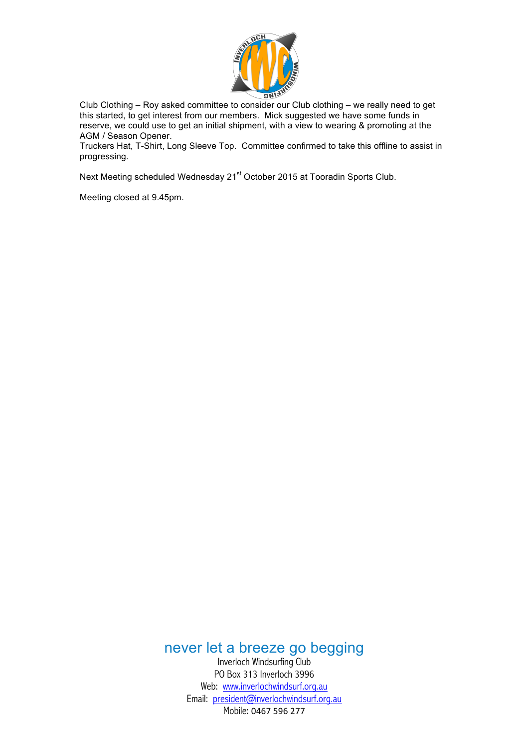Club Clothing – Roy asked committee to consider our Club clothing – we really need to get this started, to get interest from our members. Mick suggested we have some funds in reserve, we could use to get an initial shipment, with a view to wearing & promoting at the AGM / Season Opener.
Truckers Hat, T-Shirt, Long Sleeve Top. Committee confirmed to take this offline to assist in progressing.

Next Meeting scheduled Wednesday 21st October 2015 at Tooradin Sports Club.

Meeting closed at 9.45pm.

never let a breeze go begging
Inverloch Windsurfing Club
PO Box 313 Inverloch 3996
Web: www.inverlochwindsurf.org.au
Email: president@inverlochwindsurf.org.au
Mobile: 0467 596 277